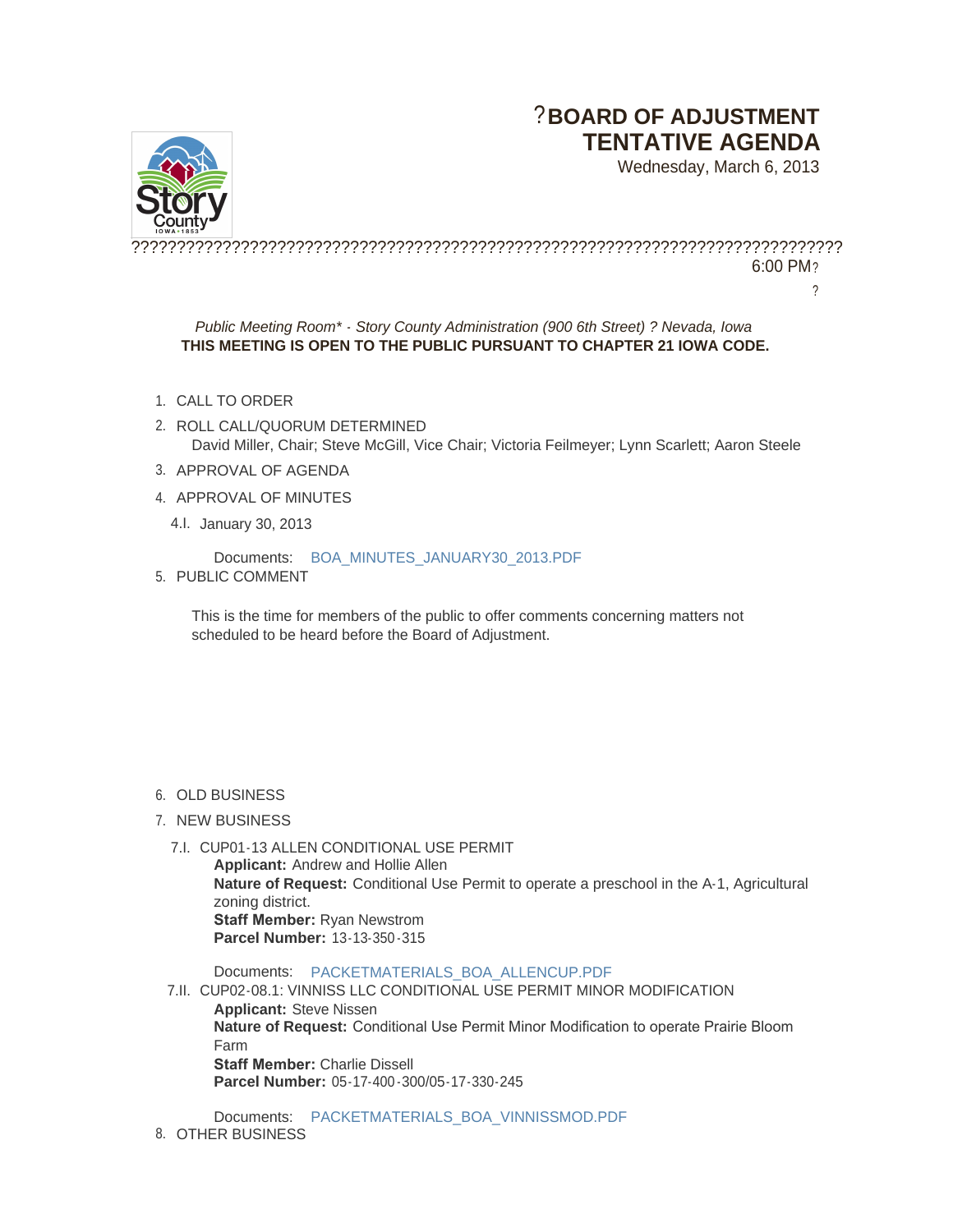# ?BOARD OF ADJUSTMENT TENTATIVE AGENDA

Wednesday, March 6, 2013

?????????????????????????????????????????????????????????????????????????

6:00 PM?

?

*Public Meeting Room\* - Story County Administration (900 6th Street) ? Nevada, Iowa*

**THIS MEETING IS OPEN TO THE PUBLIC PURSUANT TO CHAPTER 21 IOWA CODE.**

1. CALL TO ORDER
2. ROLL CALL/QUORUM DETERMINED
   David Miller, Chair; Steve McGill, Vice Chair; Victoria Feilmeyer; Lynn Scarlett; Aaron Steele
3. APPROVAL OF AGENDA
4. APPROVAL OF MINUTES
   - 4.I. January 30, 2013

     Documents: BOA_MINUTES_JANUARY30_2013.PDF
5. PUBLIC COMMENT

   This is the time for members of the public to offer comments concerning matters not scheduled to be heard before the Board of Adjustment.

6. OLD BUSINESS
7. NEW BUSINESS
   - 7.I. CUP01-13 ALLEN CONDITIONAL USE PERMIT
     **Applicant:** Andrew and Hollie Allen
     **Nature of Request:** Conditional Use Permit to operate a preschool in the A-1, Agricultural zoning district.
     **Staff Member:** Ryan Newstrom
     **Parcel Number:** 13-13-350-315

     Documents: PACKETMATERIALS_BOA_ALLENCUP.PDF
   - 7.II. CUP02-08.1: VINNISS LLC CONDITIONAL USE PERMIT MINOR MODIFICATION
     **Applicant:** Steve Nissen
     **Nature of Request:** Conditional Use Permit Minor Modification to operate Prairie Bloom Farm
     **Staff Member:** Charlie Dissell
     **Parcel Number:** 05-17-400-300/05-17-330-245

     Documents: PACKETMATERIALS_BOA_VINNISSMOD.PDF
8. OTHER BUSINESS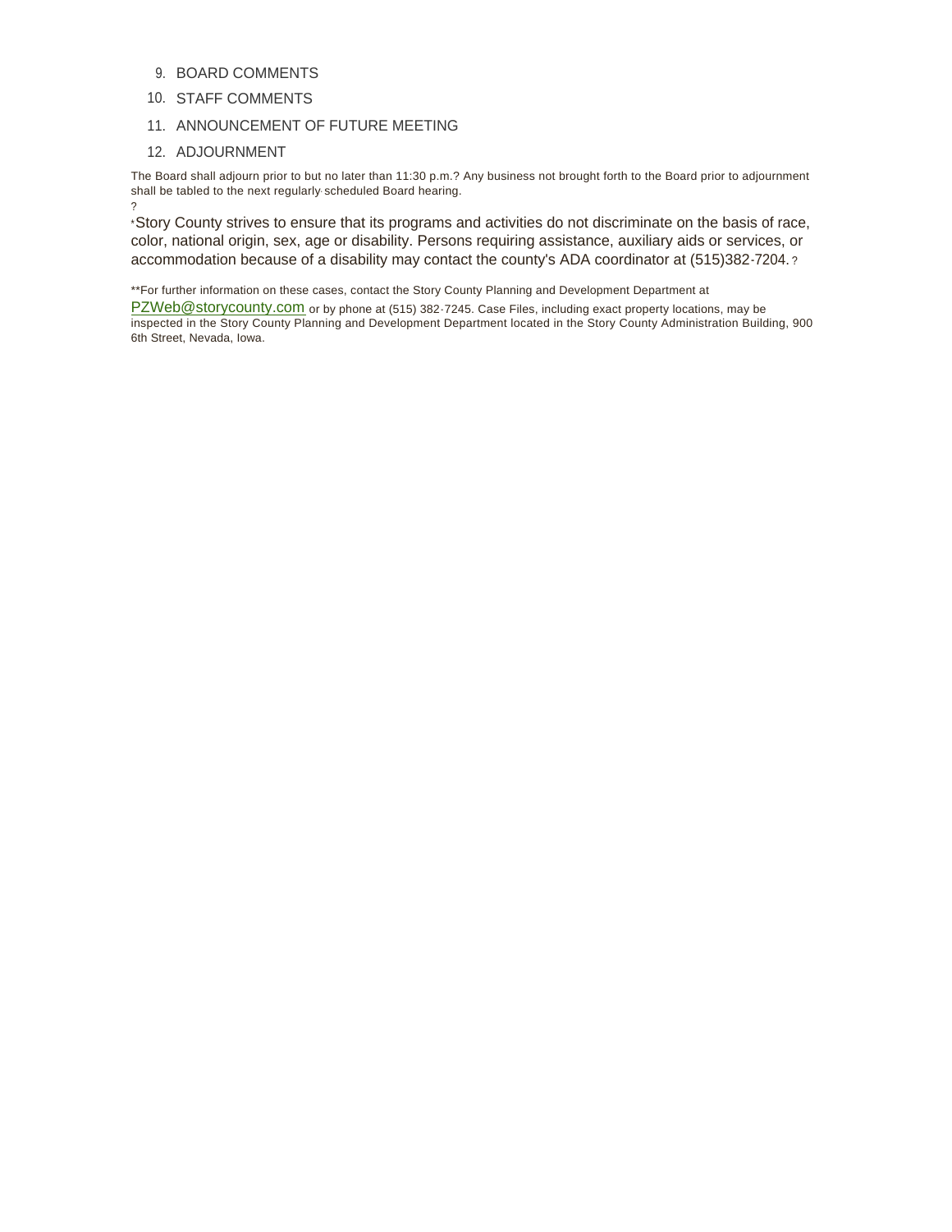9. BOARD COMMENTS
10. STAFF COMMENTS
11. ANNOUNCEMENT OF FUTURE MEETING
12. ADJOURNMENT

The Board shall adjourn prior to but no later than 11:30 p.m.? Any business not brought forth to the Board prior to adjournment shall be tabled to the next regularly scheduled Board hearing.

?

*Story County strives to ensure that its programs and activities do not discriminate on the basis of race, color, national origin, sex, age or disability. Persons requiring assistance, auxiliary aids or services, or accommodation because of a disability may contact the county's ADA coordinator at (515)382-7204. ?

**For further information on these cases, contact the Story County Planning and Development Department at PZWeb@storycounty.com or by phone at (515) 382-7245. Case Files, including exact property locations, may be inspected in the Story County Planning and Development Department located in the Story County Administration Building, 900 6th Street, Nevada, Iowa.